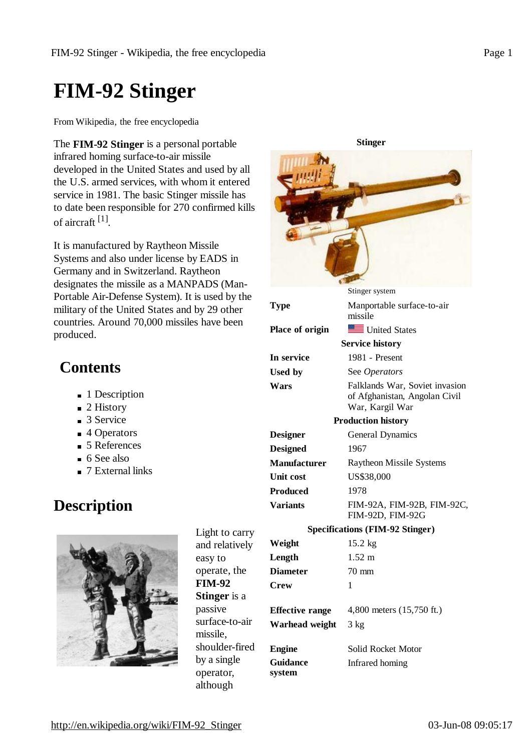# FIM-92 Stinger

From Wikipedia, the free encyclopedia

The **FIM-92 Stinger** is a personal portable infrared homing surface-to-air missile developed in the United States and used by all the U.S. armed services, with whom it entered service in 1981. The basic Stinger missile has to date been responsible for 270 confirmed kills of aircraft [1].

It is manufactured by Raytheon Missile Systems and also under license by EADS in Germany and in Switzerland. Raytheon designates the missile as a MANPADS (Man-Portable Air-Defense System). It is used by the military of the United States and by 29 other countries. Around 70,000 missiles have been produced.

| Stinger | |
|---|---|
| | Stinger system |
| **Type** | Manportable surface-to-air missile |
| **Place of origin** | United States |
| **Service history** | |
| **In service** | 1981 - Present |
| **Used by** | See *Operators* |
| **Wars** | Falklands War, Soviet invasion of Afghanistan, Angolan Civil War, Kargil War |
| **Production history** | |
| **Designer** | General Dynamics |
| **Designed** | 1967 |
| **Manufacturer** | Raytheon Missile Systems |
| **Unit cost** | US$38,000 |
| **Produced** | 1978 |
| **Variants** | FIM-92A, FIM-92B, FIM-92C, FIM-92D, FIM-92G |
| **Specifications (FIM-92 Stinger)** | |
| **Weight** | 15.2 kg |
| **Length** | 1.52 m |
| **Diameter** | 70 mm |
| **Crew** | 1 |
| **Effective range** | 4,800 meters (15,750 ft.) |
| **Warhead weight** | 3 kg |
| **Engine** | Solid Rocket Motor |
| **Guidance system** | Infrared homing |

## Contents

- 1 Description
- 2 History
- 3 Service
- 4 Operators
- 5 References
- 6 See also
- 7 External links

## Description

Light to carry and relatively easy to operate, the **FIM-92 Stinger** is a passive surface-to-air missile, shoulder-fired by a single operator, although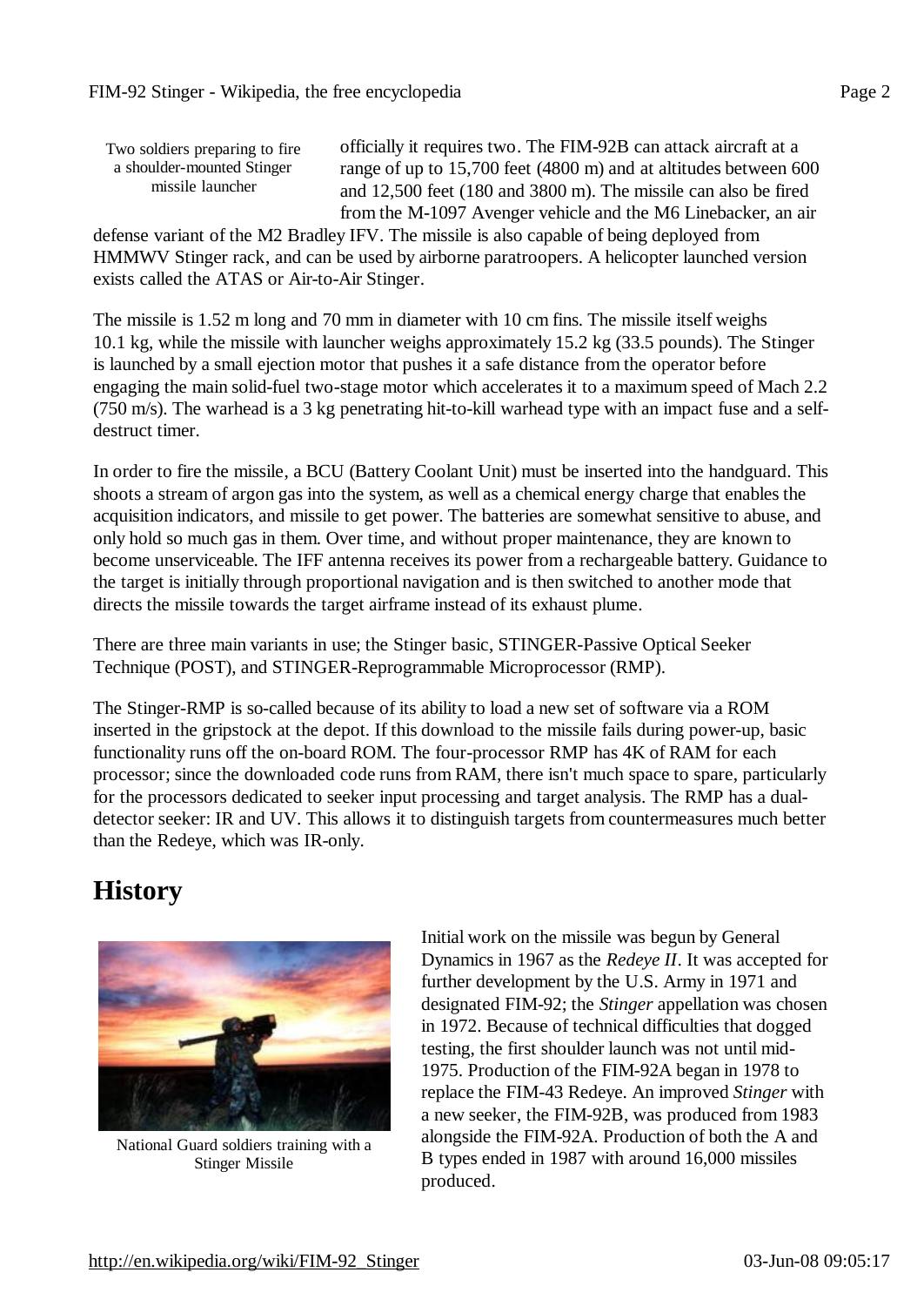Two soldiers preparing to fire a shoulder-mounted Stinger missile launcher

officially it requires two. The FIM-92B can attack aircraft at a range of up to 15,700 feet (4800 m) and at altitudes between 600 and 12,500 feet (180 and 3800 m). The missile can also be fired from the M-1097 Avenger vehicle and the M6 Linebacker, an air defense variant of the M2 Bradley IFV. The missile is also capable of being deployed from HMMWV Stinger rack, and can be used by airborne paratroopers. A helicopter launched version exists called the ATAS or Air-to-Air Stinger.

The missile is 1.52 m long and 70 mm in diameter with 10 cm fins. The missile itself weighs 10.1 kg, while the missile with launcher weighs approximately 15.2 kg (33.5 pounds). The Stinger is launched by a small ejection motor that pushes it a safe distance from the operator before engaging the main solid-fuel two-stage motor which accelerates it to a maximum speed of Mach 2.2 (750 m/s). The warhead is a 3 kg penetrating hit-to-kill warhead type with an impact fuse and a self-destruct timer.

In order to fire the missile, a BCU (Battery Coolant Unit) must be inserted into the handguard. This shoots a stream of argon gas into the system, as well as a chemical energy charge that enables the acquisition indicators, and missile to get power. The batteries are somewhat sensitive to abuse, and only hold so much gas in them. Over time, and without proper maintenance, they are known to become unserviceable. The IFF antenna receives its power from a rechargeable battery. Guidance to the target is initially through proportional navigation and is then switched to another mode that directs the missile towards the target airframe instead of its exhaust plume.

There are three main variants in use; the Stinger basic, STINGER-Passive Optical Seeker Technique (POST), and STINGER-Reprogrammable Microprocessor (RMP).

The Stinger-RMP is so-called because of its ability to load a new set of software via a ROM inserted in the gripstock at the depot. If this download to the missile fails during power-up, basic functionality runs off the on-board ROM. The four-processor RMP has 4K of RAM for each processor; since the downloaded code runs from RAM, there isn't much space to spare, particularly for the processors dedicated to seeker input processing and target analysis. The RMP has a dual-detector seeker: IR and UV. This allows it to distinguish targets from countermeasures much better than the Redeye, which was IR-only.

## History

National Guard soldiers training with a Stinger Missile

Initial work on the missile was begun by General Dynamics in 1967 as the *Redeye II*. It was accepted for further development by the U.S. Army in 1971 and designated FIM-92; the *Stinger* appellation was chosen in 1972. Because of technical difficulties that dogged testing, the first shoulder launch was not until mid-1975. Production of the FIM-92A began in 1978 to replace the FIM-43 Redeye. An improved *Stinger* with a new seeker, the FIM-92B, was produced from 1983 alongside the FIM-92A. Production of both the A and B types ended in 1987 with around 16,000 missiles produced.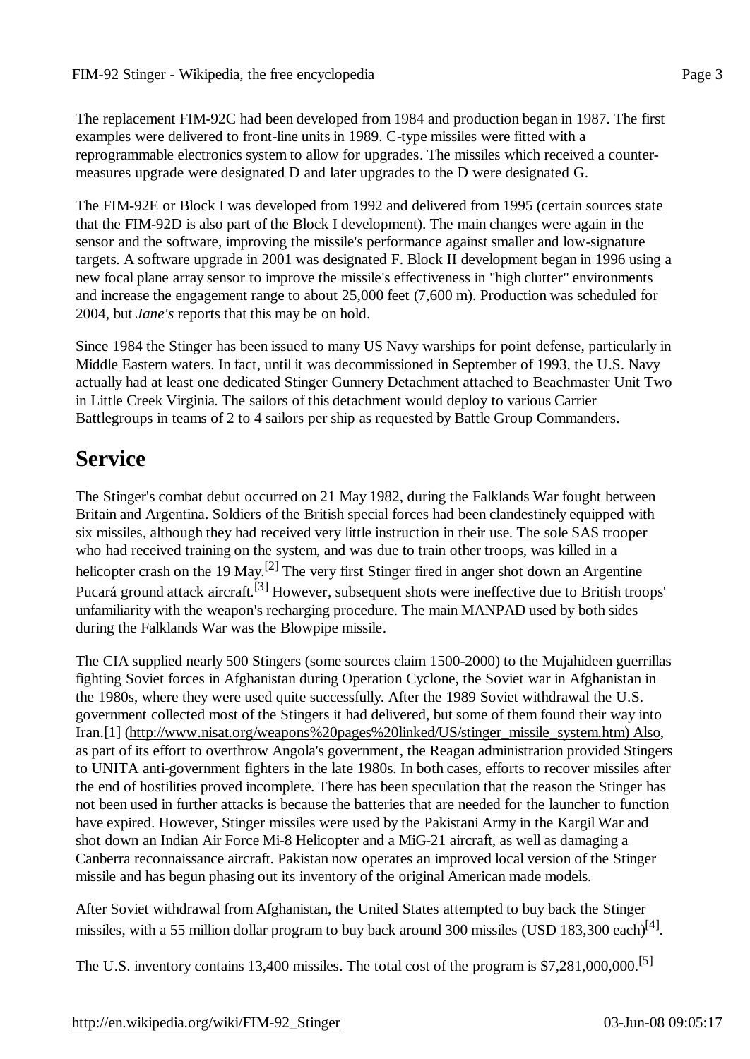The replacement FIM-92C had been developed from 1984 and production began in 1987. The first examples were delivered to front-line units in 1989. C-type missiles were fitted with a reprogrammable electronics system to allow for upgrades. The missiles which received a counter-measures upgrade were designated D and later upgrades to the D were designated G.

The FIM-92E or Block I was developed from 1992 and delivered from 1995 (certain sources state that the FIM-92D is also part of the Block I development). The main changes were again in the sensor and the software, improving the missile's performance against smaller and low-signature targets. A software upgrade in 2001 was designated F. Block II development began in 1996 using a new focal plane array sensor to improve the missile's effectiveness in "high clutter" environments and increase the engagement range to about 25,000 feet (7,600 m). Production was scheduled for 2004, but *Jane's* reports that this may be on hold.

Since 1984 the Stinger has been issued to many US Navy warships for point defense, particularly in Middle Eastern waters. In fact, until it was decommissioned in September of 1993, the U.S. Navy actually had at least one dedicated Stinger Gunnery Detachment attached to Beachmaster Unit Two in Little Creek Virginia. The sailors of this detachment would deploy to various Carrier Battlegroups in teams of 2 to 4 sailors per ship as requested by Battle Group Commanders.

## Service

The Stinger's combat debut occurred on 21 May 1982, during the Falklands War fought between Britain and Argentina. Soldiers of the British special forces had been clandestinely equipped with six missiles, although they had received very little instruction in their use. The sole SAS trooper who had received training on the system, and was due to train other troops, was killed in a helicopter crash on the 19 May.[2] The very first Stinger fired in anger shot down an Argentine Pucará ground attack aircraft.[3] However, subsequent shots were ineffective due to British troops' unfamiliarity with the weapon's recharging procedure. The main MANPAD used by both sides during the Falklands War was the Blowpipe missile.

The CIA supplied nearly 500 Stingers (some sources claim 1500-2000) to the Mujahideen guerrillas fighting Soviet forces in Afghanistan during Operation Cyclone, the Soviet war in Afghanistan in the 1980s, where they were used quite successfully. After the 1989 Soviet withdrawal the U.S. government collected most of the Stingers it had delivered, but some of them found their way into Iran.[1] (http://www.nisat.org/weapons%20pages%20linked/US/stinger_missile_system.htm) Also, as part of its effort to overthrow Angola's government, the Reagan administration provided Stingers to UNITA anti-government fighters in the late 1980s. In both cases, efforts to recover missiles after the end of hostilities proved incomplete. There has been speculation that the reason the Stinger has not been used in further attacks is because the batteries that are needed for the launcher to function have expired. However, Stinger missiles were used by the Pakistani Army in the Kargil War and shot down an Indian Air Force Mi-8 Helicopter and a MiG-21 aircraft, as well as damaging a Canberra reconnaissance aircraft. Pakistan now operates an improved local version of the Stinger missile and has begun phasing out its inventory of the original American made models.

After Soviet withdrawal from Afghanistan, the United States attempted to buy back the Stinger missiles, with a 55 million dollar program to buy back around 300 missiles (USD 183,300 each)[4].

The U.S. inventory contains 13,400 missiles. The total cost of the program is $7,281,000,000.[5]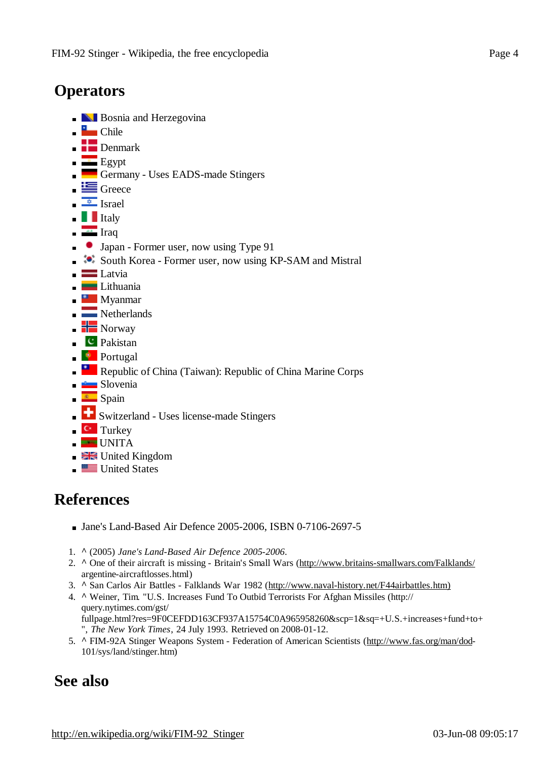## Operators

- Bosnia and Herzegovina
- Chile
- Denmark
- Egypt
- Germany - Uses EADS-made Stingers
- Greece
- Israel
- Italy
- Iraq
- Japan - Former user, now using Type 91
- South Korea - Former user, now using KP-SAM and Mistral
- Latvia
- Lithuania
- Myanmar
- Netherlands
- Norway
- Pakistan
- Portugal
- Republic of China (Taiwan): Republic of China Marine Corps
- Slovenia
- Spain
- Switzerland - Uses license-made Stingers
- Turkey
- UNITA
- United Kingdom
- United States

## References

- Jane's Land-Based Air Defence 2005-2006, ISBN 0-7106-2697-5

1. ^ (2005) *Jane's Land-Based Air Defence 2005-2006*.
2. ^ One of their aircraft is missing - Britain's Small Wars (http://www.britains-smallwars.com/Falklands/argentine-aircraftlosses.html)
3. ^ San Carlos Air Battles - Falklands War 1982 (http://www.naval-history.net/F44airbattles.htm)
4. ^ Weiner, Tim. "U.S. Increases Fund To Outbid Terrorists For Afghan Missiles (http://query.nytimes.com/gst/fullpage.html?res=9F0CEFDD163CF937A15754C0A965958260&scp=1&sq=+U.S.+increases+fund+to+", *The New York Times*, 24 July 1993. Retrieved on 2008-01-12.
5. ^ FIM-92A Stinger Weapons System - Federation of American Scientists (http://www.fas.org/man/dod-101/sys/land/stinger.htm)

## See also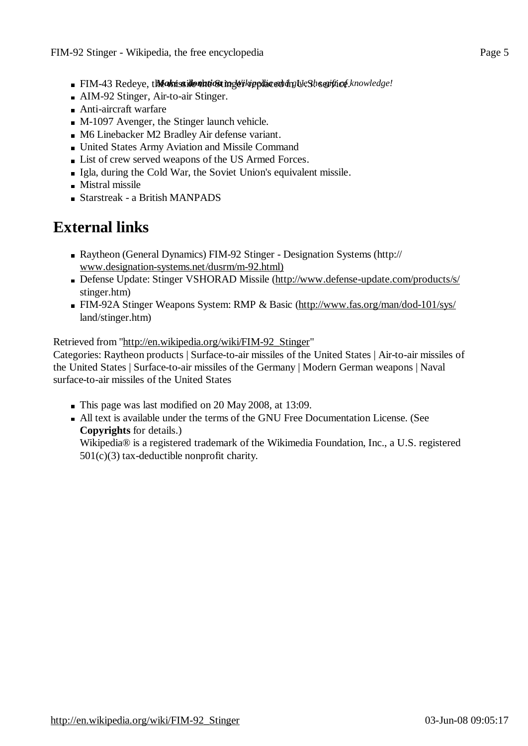- FIM-43 Redeye, the missile the Stinger replaced in U.S. service.
- AIM-92 Stinger, Air-to-air Stinger.
- Anti-aircraft warfare
- M-1097 Avenger, the Stinger launch vehicle.
- M6 Linebacker M2 Bradley Air defense variant.
- United States Army Aviation and Missile Command
- List of crew served weapons of the US Armed Forces.
- Igla, during the Cold War, the Soviet Union's equivalent missile.
- Mistral missile
- Starstreak - a British MANPADS

## External links

- Raytheon (General Dynamics) FIM-92 Stinger - Designation Systems (http://www.designation-systems.net/dusrm/m-92.html)
- Defense Update: Stinger VSHORAD Missile (http://www.defense-update.com/products/s/stinger.htm)
- FIM-92A Stinger Weapons System: RMP & Basic (http://www.fas.org/man/dod-101/sys/land/stinger.htm)

Retrieved from "http://en.wikipedia.org/wiki/FIM-92_Stinger"
Categories: Raytheon products | Surface-to-air missiles of the United States | Air-to-air missiles of the United States | Surface-to-air missiles of the Germany | Modern German weapons | Naval surface-to-air missiles of the United States

- This page was last modified on 20 May 2008, at 13:09.
- All text is available under the terms of the GNU Free Documentation License. (See **Copyrights** for details.)
  Wikipedia® is a registered trademark of the Wikimedia Foundation, Inc., a U.S. registered 501(c)(3) tax-deductible nonprofit charity.